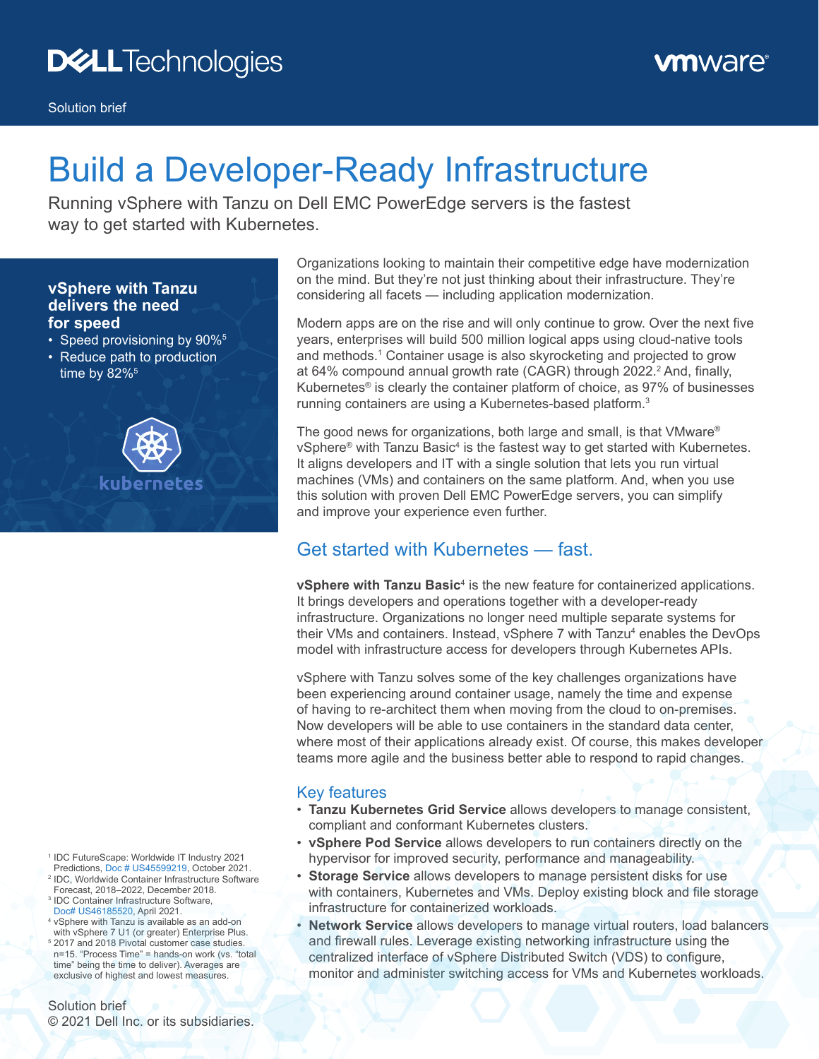Solution brief

# Build a Developer-Ready Infrastructure

Running vSphere with Tanzu on Dell EMC PowerEdge servers is the fastest way to get started with Kubernetes.

**vSphere with Tanzu delivers the need for speed**

- Speed provisioning by 90%[5]
- Reduce path to production time by 82%[5]

Organizations looking to maintain their competitive edge have modernization on the mind. But they're not just thinking about their infrastructure. They're considering all facets — including application modernization.

Modern apps are on the rise and will only continue to grow. Over the next five years, enterprises will build 500 million logical apps using cloud-native tools and methods.[1] Container usage is also skyrocketing and projected to grow at 64% compound annual growth rate (CAGR) through 2022.[2] And, finally, Kubernetes® is clearly the container platform of choice, as 97% of businesses running containers are using a Kubernetes-based platform.[3]

The good news for organizations, both large and small, is that VMware® vSphere® with Tanzu Basic[4] is the fastest way to get started with Kubernetes. It aligns developers and IT with a single solution that lets you run virtual machines (VMs) and containers on the same platform. And, when you use this solution with proven Dell EMC PowerEdge servers, you can simplify and improve your experience even further.

## Get started with Kubernetes — fast.

**vSphere with Tanzu Basic**[4] is the new feature for containerized applications. It brings developers and operations together with a developer-ready infrastructure. Organizations no longer need multiple separate systems for their VMs and containers. Instead, vSphere 7 with Tanzu[4] enables the DevOps model with infrastructure access for developers through Kubernetes APIs.

vSphere with Tanzu solves some of the key challenges organizations have been experiencing around container usage, namely the time and expense of having to re-architect them when moving from the cloud to on-premises. Now developers will be able to use containers in the standard data center, where most of their applications already exist. Of course, this makes developer teams more agile and the business better able to respond to rapid changes.

### Key features

- **Tanzu Kubernetes Grid Service** allows developers to manage consistent, compliant and conformant Kubernetes clusters.
- **vSphere Pod Service** allows developers to run containers directly on the hypervisor for improved security, performance and manageability.
- **Storage Service** allows developers to manage persistent disks for use with containers, Kubernetes and VMs. Deploy existing block and file storage infrastructure for containerized workloads.
- **Network Service** allows developers to manage virtual routers, load balancers and firewall rules. Leverage existing networking infrastructure using the centralized interface of vSphere Distributed Switch (VDS) to configure, monitor and administer switching access for VMs and Kubernetes workloads.

[1] IDC FutureScape: Worldwide IT Industry 2021 Predictions, Doc # US45599219, October 2021.
[2] IDC, Worldwide Container Infrastructure Software Forecast, 2018–2022, December 2018.
[3] IDC Container Infrastructure Software, Doc# US46185520, April 2021.
[4] vSphere with Tanzu is available as an add-on with vSphere 7 U1 (or greater) Enterprise Plus.
[5] 2017 and 2018 Pivotal customer case studies. n=15. "Process Time" = hands-on work (vs. "total time" being the time to deliver). Averages are exclusive of highest and lowest measures.

Solution brief
© 2021 Dell Inc. or its subsidiaries.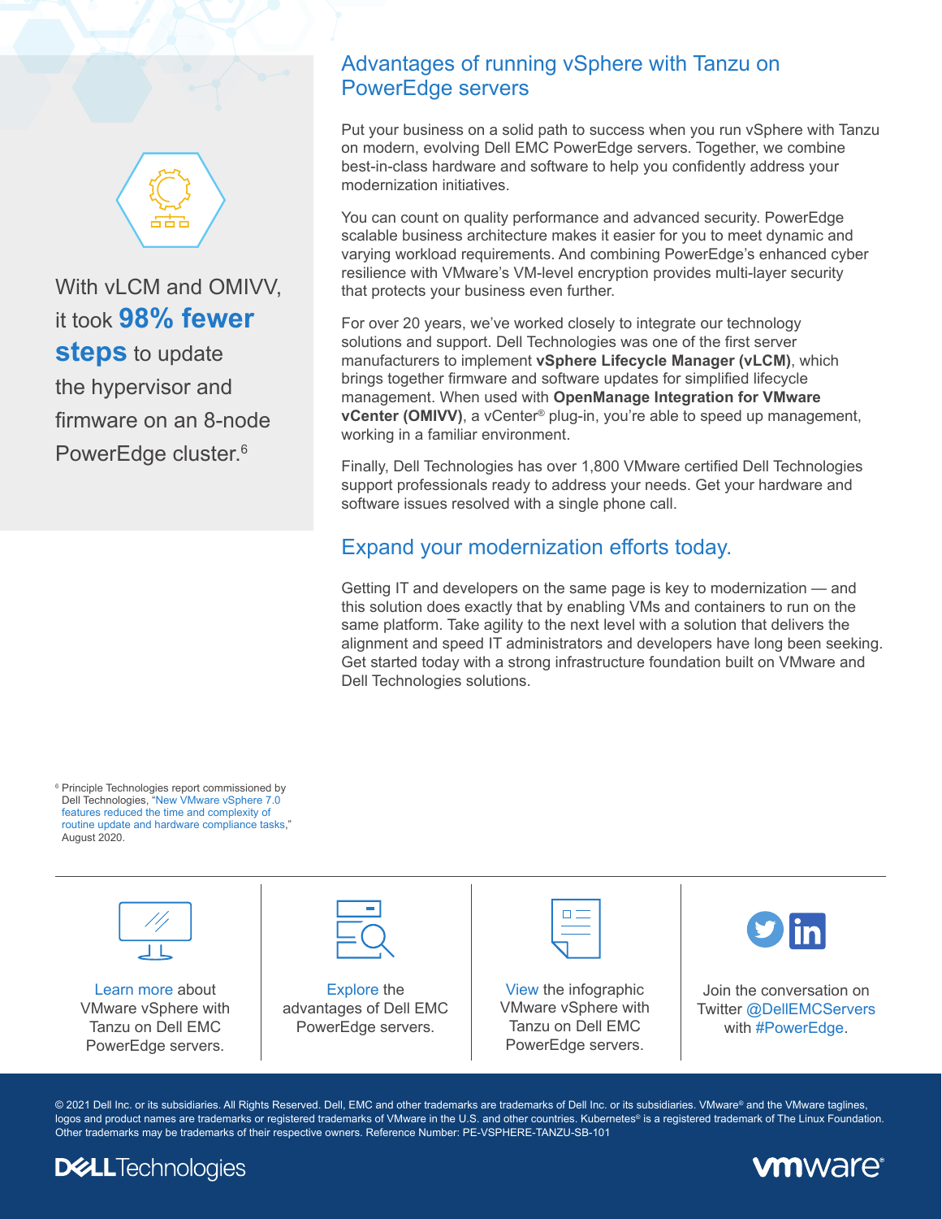With vLCM and OMIVV, it took **98% fewer steps** to update the hypervisor and firmware on an 8-node PowerEdge cluster.[6]

## Advantages of running vSphere with Tanzu on PowerEdge servers

Put your business on a solid path to success when you run vSphere with Tanzu on modern, evolving Dell EMC PowerEdge servers. Together, we combine best-in-class hardware and software to help you confidently address your modernization initiatives.

You can count on quality performance and advanced security. PowerEdge scalable business architecture makes it easier for you to meet dynamic and varying workload requirements. And combining PowerEdge's enhanced cyber resilience with VMware's VM-level encryption provides multi-layer security that protects your business even further.

For over 20 years, we've worked closely to integrate our technology solutions and support. Dell Technologies was one of the first server manufacturers to implement **vSphere Lifecycle Manager (vLCM)**, which brings together firmware and software updates for simplified lifecycle management. When used with **OpenManage Integration for VMware vCenter (OMIVV)**, a vCenter® plug-in, you're able to speed up management, working in a familiar environment.

Finally, Dell Technologies has over 1,800 VMware certified Dell Technologies support professionals ready to address your needs. Get your hardware and software issues resolved with a single phone call.

## Expand your modernization efforts today.

Getting IT and developers on the same page is key to modernization — and this solution does exactly that by enabling VMs and containers to run on the same platform. Take agility to the next level with a solution that delivers the alignment and speed IT administrators and developers have long been seeking. Get started today with a strong infrastructure foundation built on VMware and Dell Technologies solutions.

[6] Principle Technologies report commissioned by Dell Technologies, "New VMware vSphere 7.0 features reduced the time and complexity of routine update and hardware compliance tasks," August 2020.

Learn more about VMware vSphere with Tanzu on Dell EMC PowerEdge servers.

Explore the advantages of Dell EMC PowerEdge servers.

View the infographic VMware vSphere with Tanzu on Dell EMC PowerEdge servers.

Join the conversation on Twitter @DellEMCServers with #PowerEdge.

© 2021 Dell Inc. or its subsidiaries. All Rights Reserved. Dell, EMC and other trademarks are trademarks of Dell Inc. or its subsidiaries. VMware® and the VMware taglines, logos and product names are trademarks or registered trademarks of VMware in the U.S. and other countries. Kubernetes® is a registered trademark of The Linux Foundation. Other trademarks may be trademarks of their respective owners. Reference Number: PE-VSPHERE-TANZU-SB-101